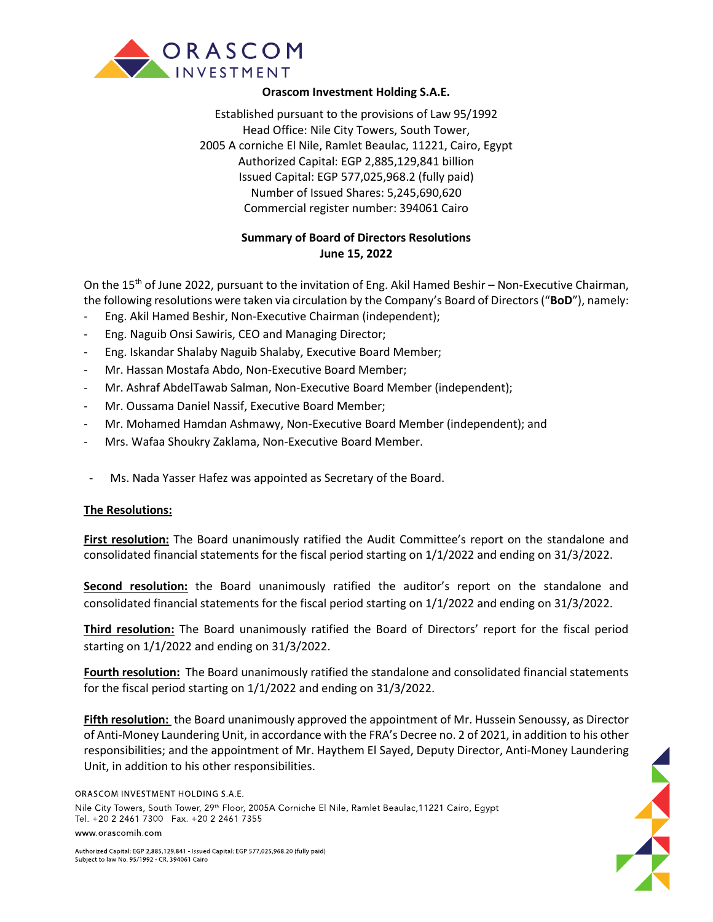**Orascom Investment Holding S.A.E.**

Established pursuant to the provisions of Law 95/1992
Head Office: Nile City Towers, South Tower,
2005 A corniche El Nile, Ramlet Beaulac, 11221, Cairo, Egypt
Authorized Capital: EGP 2,885,129,841 billion
Issued Capital: EGP 577,025,968.2 (fully paid)
Number of Issued Shares: 5,245,690,620
Commercial register number: 394061 Cairo

**Summary of Board of Directors Resolutions**
**June 15, 2022**

On the 15th of June 2022, pursuant to the invitation of Eng. Akil Hamed Beshir – Non-Executive Chairman, the following resolutions were taken via circulation by the Company's Board of Directors ("**BoD**"), namely:

- Eng. Akil Hamed Beshir, Non-Executive Chairman (independent);
- Eng. Naguib Onsi Sawiris, CEO and Managing Director;
- Eng. Iskandar Shalaby Naguib Shalaby, Executive Board Member;
- Mr. Hassan Mostafa Abdo, Non-Executive Board Member;
- Mr. Ashraf AbdelTawab Salman, Non-Executive Board Member (independent);
- Mr. Oussama Daniel Nassif, Executive Board Member;
- Mr. Mohamed Hamdan Ashmawy, Non-Executive Board Member (independent); and
- Mrs. Wafaa Shoukry Zaklama, Non-Executive Board Member.

- Ms. Nada Yasser Hafez was appointed as Secretary of the Board.

**The Resolutions:**

**First resolution:** The Board unanimously ratified the Audit Committee's report on the standalone and consolidated financial statements for the fiscal period starting on 1/1/2022 and ending on 31/3/2022.

**Second resolution:** the Board unanimously ratified the auditor's report on the standalone and consolidated financial statements for the fiscal period starting on 1/1/2022 and ending on 31/3/2022.

**Third resolution:** The Board unanimously ratified the Board of Directors' report for the fiscal period starting on 1/1/2022 and ending on 31/3/2022.

**Fourth resolution:** The Board unanimously ratified the standalone and consolidated financial statements for the fiscal period starting on 1/1/2022 and ending on 31/3/2022.

**Fifth resolution:** the Board unanimously approved the appointment of Mr. Hussein Senoussy, as Director of Anti-Money Laundering Unit, in accordance with the FRA's Decree no. 2 of 2021, in addition to his other responsibilities; and the appointment of Mr. Haythem El Sayed, Deputy Director, Anti-Money Laundering Unit, in addition to his other responsibilities.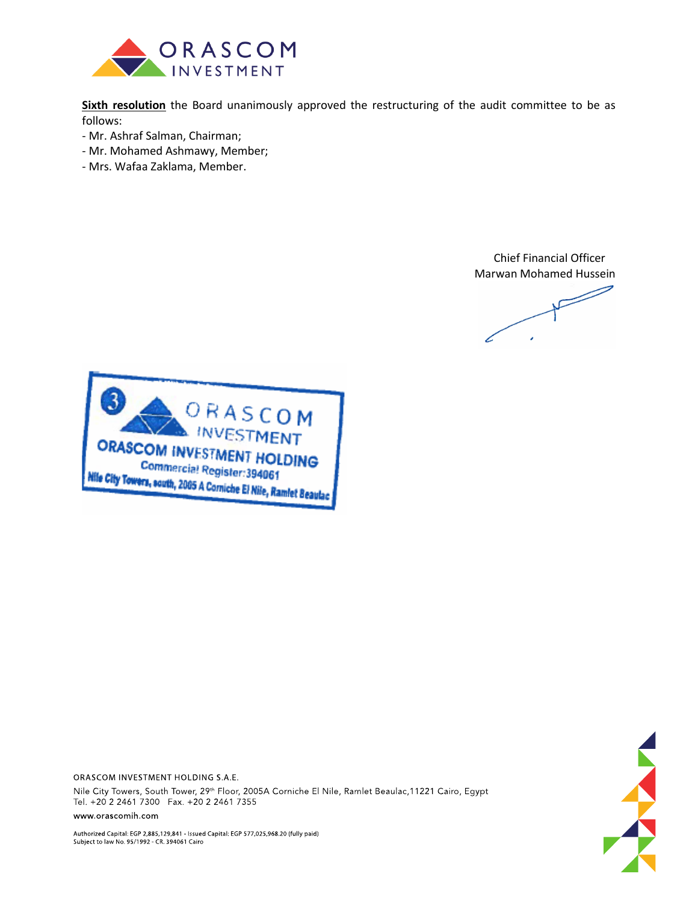**<u>Sixth resolution</u>** the Board unanimously approved the restructuring of the audit committee to be as follows:

- Mr. Ashraf Salman, Chairman;
- Mr. Mohamed Ashmawy, Member;
- Mrs. Wafaa Zaklama, Member.

Chief Financial Officer
Marwan Mohamed Hussein

ORASCOM INVESTMENT HOLDING S.A.E.
Nile City Towers, South Tower, 29th Floor, 2005A Corniche El Nile, Ramlet Beaulac,11221 Cairo, Egypt
Tel. +20 2 2461 7300 Fax. +20 2 2461 7355
www.orascomih.com

Authorized Capital: EGP 2,885,129,841 - Issued Capital: EGP 577,025,968.20 (fully paid)
Subject to law No. 95/1992 - CR. 394061 Cairo